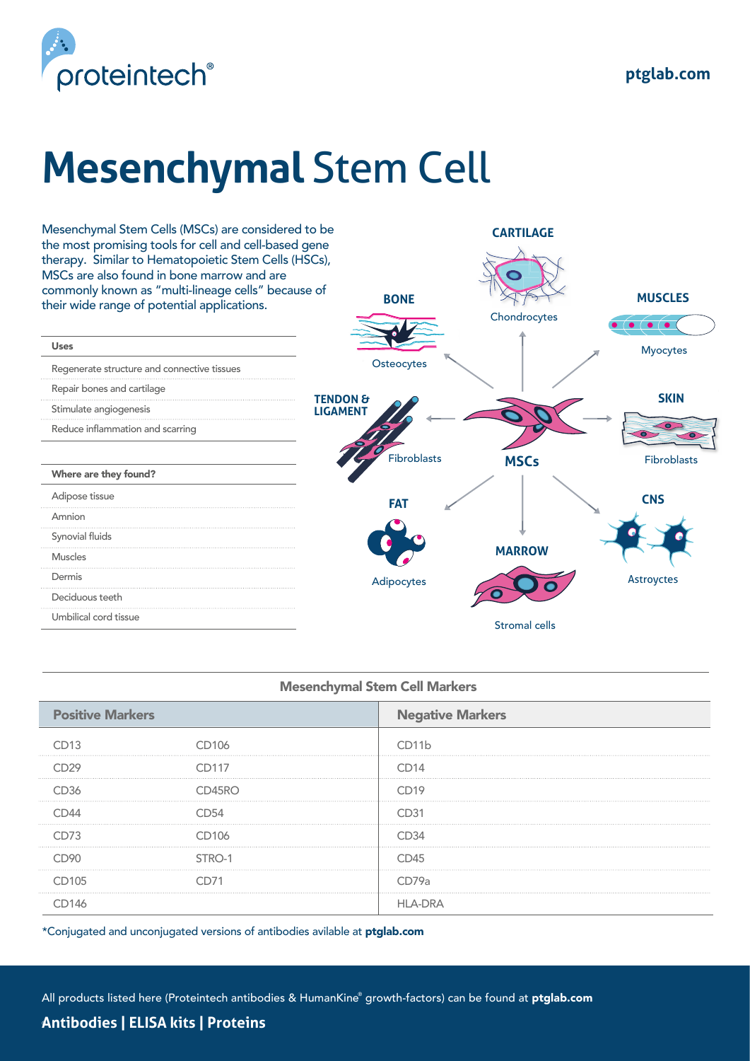# **Mesenchymal** Stem Cell

Mesenchymal Stem Cells (MSCs) are considered to be the most promising tools for cell and cell-based gene therapy. Similar to Hematopoietic Stem Cells (HSCs), MSCs are also found in bone marrow and are commonly known as "multi-lineage cells" because of their wide range of potential applications.

| Uses |
| --- |
| Regenerate structure and connective tissues |
| Repair bones and cartilage |
| Stimulate angiogenesis |
| Reduce inflammation and scarring |

| Where are they found? |
| --- |
| Adipose tissue |
| Amnion |
| Synovial fluids |
| Muscles |
| Dermis |
| Deciduous teeth |
| Umbilical cord tissue |

**MSCs**

- **CARTILAGE** – Chondrocytes
- **BONE** – Osteocytes
- **MUSCLES** – Myocytes
- **TENDON & LIGAMENT** – Fibroblasts
- **SKIN** – Fibroblasts
- **FAT** – Adipocytes
- **MARROW** – Stromal cells
- **CNS** – Astroycytes

## Mesenchymal Stem Cell Markers

| Positive Markers | | Negative Markers |
| --- | --- | --- |
| CD13 | CD106 | CD11b |
| CD29 | CD117 | CD14 |
| CD36 | CD45RO | CD19 |
| CD44 | CD54 | CD31 |
| CD73 | CD106 | CD34 |
| CD90 | STRO-1 | CD45 |
| CD105 | CD71 | CD79a |
| CD146 | | HLA-DRA |

*Conjugated and unconjugated versions of antibodies avilable at **ptglab.com**

All products listed here (Proteintech antibodies & HumanKine® growth-factors) can be found at **ptglab.com**

**Antibodies | ELISA kits | Proteins**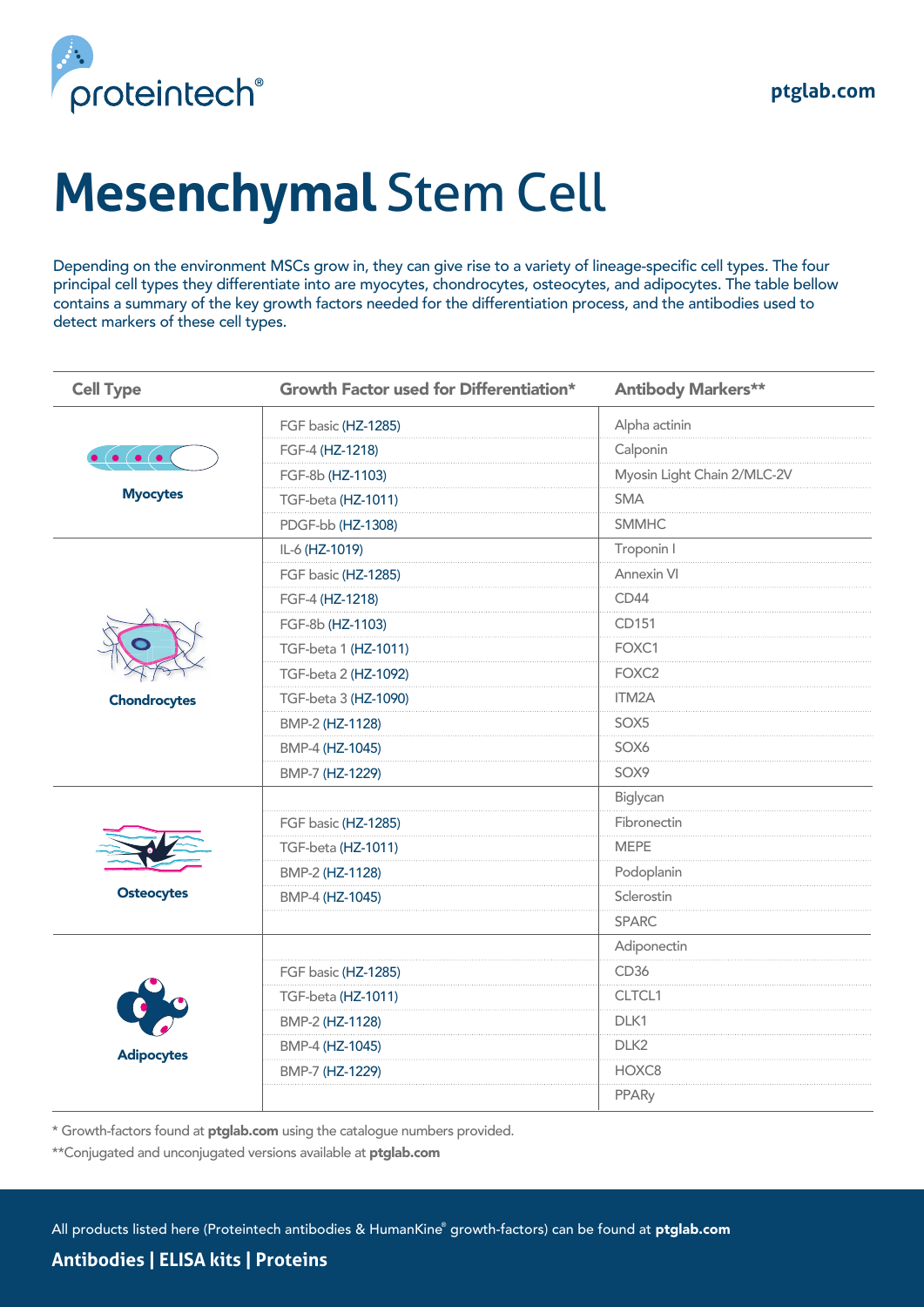# **Mesenchymal** Stem Cell

Depending on the environment MSCs grow in, they can give rise to a variety of lineage-specific cell types. The four principal cell types they differentiate into are myocytes, chondrocytes, osteocytes, and adipocytes. The table bellow contains a summary of the key growth factors needed for the differentiation process, and the antibodies used to detect markers of these cell types.

| Cell Type | Growth Factor used for Differentiation* | Antibody Markers** |
|---|---|---|
| **Myocytes** | FGF basic (HZ-1285) | Alpha actinin |
| | FGF-4 (HZ-1218) | Calponin |
| | FGF-8b (HZ-1103) | Myosin Light Chain 2/MLC-2V |
| | TGF-beta (HZ-1011) | SMA |
| | PDGF-bb (HZ-1308) | SMMHC |
| **Chondrocytes** | IL-6 (HZ-1019) | Troponin I |
| | FGF basic (HZ-1285) | Annexin VI |
| | FGF-4 (HZ-1218) | CD44 |
| | FGF-8b (HZ-1103) | CD151 |
| | TGF-beta 1 (HZ-1011) | FOXC1 |
| | TGF-beta 2 (HZ-1092) | FOXC2 |
| | TGF-beta 3 (HZ-1090) | ITM2A |
| | BMP-2 (HZ-1128) | SOX5 |
| | BMP-4 (HZ-1045) | SOX6 |
| | BMP-7 (HZ-1229) | SOX9 |
| **Osteocytes** | | Biglycan |
| | FGF basic (HZ-1285) | Fibronectin |
| | TGF-beta (HZ-1011) | MEPE |
| | BMP-2 (HZ-1128) | Podoplanin |
| | BMP-4 (HZ-1045) | Sclerostin |
| | | SPARC |
| **Adipocytes** | | Adiponectin |
| | FGF basic (HZ-1285) | CD36 |
| | TGF-beta (HZ-1011) | CLTCL1 |
| | BMP-2 (HZ-1128) | DLK1 |
| | BMP-4 (HZ-1045) | DLK2 |
| | BMP-7 (HZ-1229) | HOXC8 |
| | | PPARγ |

* Growth-factors found at **ptglab.com** using the catalogue numbers provided.

**Conjugated and unconjugated versions available at **ptglab.com**

All products listed here (Proteintech antibodies & HumanKine® growth-factors) can be found at **ptglab.com**

**Antibodies | ELISA kits | Proteins**